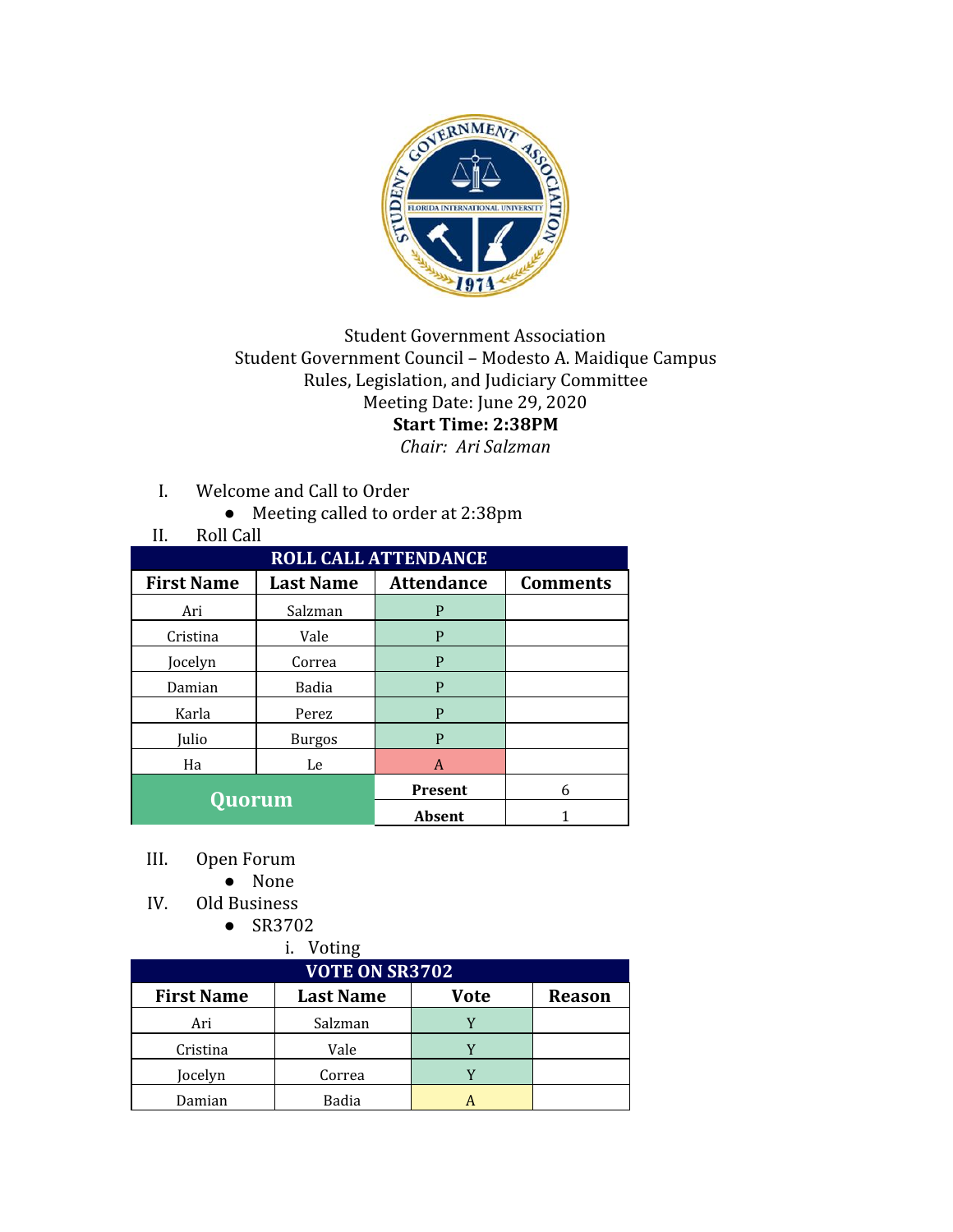Student Government Association
Student Government Council – Modesto A. Maidique Campus
Rules, Legislation, and Judiciary Committee
Meeting Date: June 29, 2020
**Start Time: 2:38PM**
*Chair: Ari Salzman*

I. Welcome and Call to Order
   - Meeting called to order at 2:38pm

II. Roll Call

| ROLL CALL ATTENDANCE | | | |
|---|---|---|---|
| **First Name** | **Last Name** | **Attendance** | **Comments** |
| Ari | Salzman | P | |
| Cristina | Vale | P | |
| Jocelyn | Correa | P | |
| Damian | Badia | P | |
| Karla | Perez | P | |
| Julio | Burgos | P | |
| Ha | Le | A | |
| **Quorum** | | **Present** | 6 |
| | | **Absent** | 1 |

III. Open Forum
   - None

IV. Old Business
   - SR3702
      i. Voting

| VOTE ON SR3702 | | | |
|---|---|---|---|
| **First Name** | **Last Name** | **Vote** | **Reason** |
| Ari | Salzman | Y | |
| Cristina | Vale | Y | |
| Jocelyn | Correa | Y | |
| Damian | Badia | A | |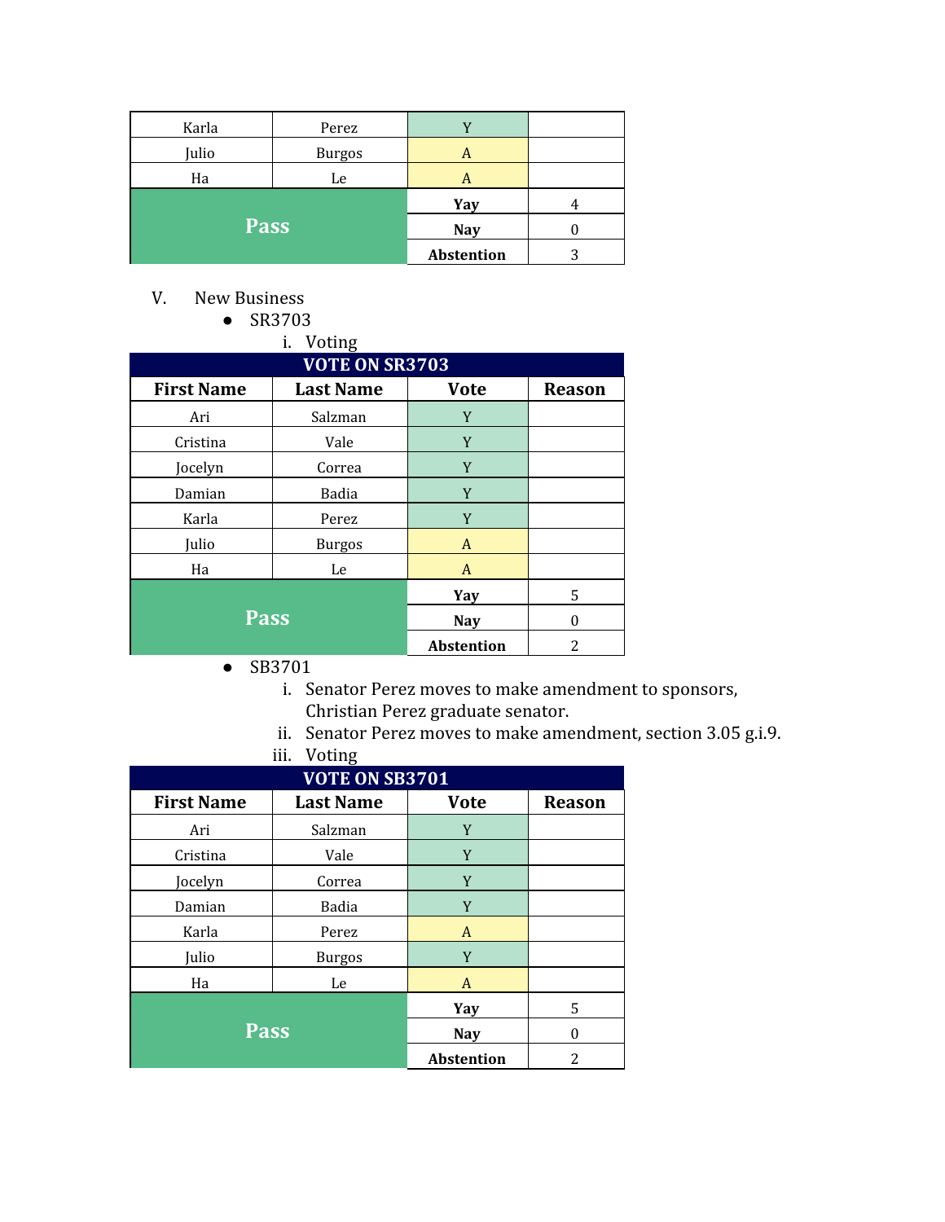| Karla | Perez | Y | |
|---|---|---|---|
| Julio | Burgos | A | |
| Ha | Le | A | |
| **Pass** | | **Yay** | 4 |
| | | **Nay** | 0 |
| | | **Abstention** | 3 |

V. New Business

- SR3703
    i. Voting

| **VOTE ON SR3703** | | | |
|---|---|---|---|
| **First Name** | **Last Name** | **Vote** | **Reason** |
| Ari | Salzman | Y | |
| Cristina | Vale | Y | |
| Jocelyn | Correa | Y | |
| Damian | Badia | Y | |
| Karla | Perez | Y | |
| Julio | Burgos | A | |
| Ha | Le | A | |
| **Pass** | | **Yay** | 5 |
| | | **Nay** | 0 |
| | | **Abstention** | 2 |

- SB3701
    i. Senator Perez moves to make amendment to sponsors, Christian Perez graduate senator.
    ii. Senator Perez moves to make amendment, section 3.05 g.i.9.
    iii. Voting

| **VOTE ON SB3701** | | | |
|---|---|---|---|
| **First Name** | **Last Name** | **Vote** | **Reason** |
| Ari | Salzman | Y | |
| Cristina | Vale | Y | |
| Jocelyn | Correa | Y | |
| Damian | Badia | Y | |
| Karla | Perez | A | |
| Julio | Burgos | Y | |
| Ha | Le | A | |
| **Pass** | | **Yay** | 5 |
| | | **Nay** | 0 |
| | | **Abstention** | 2 |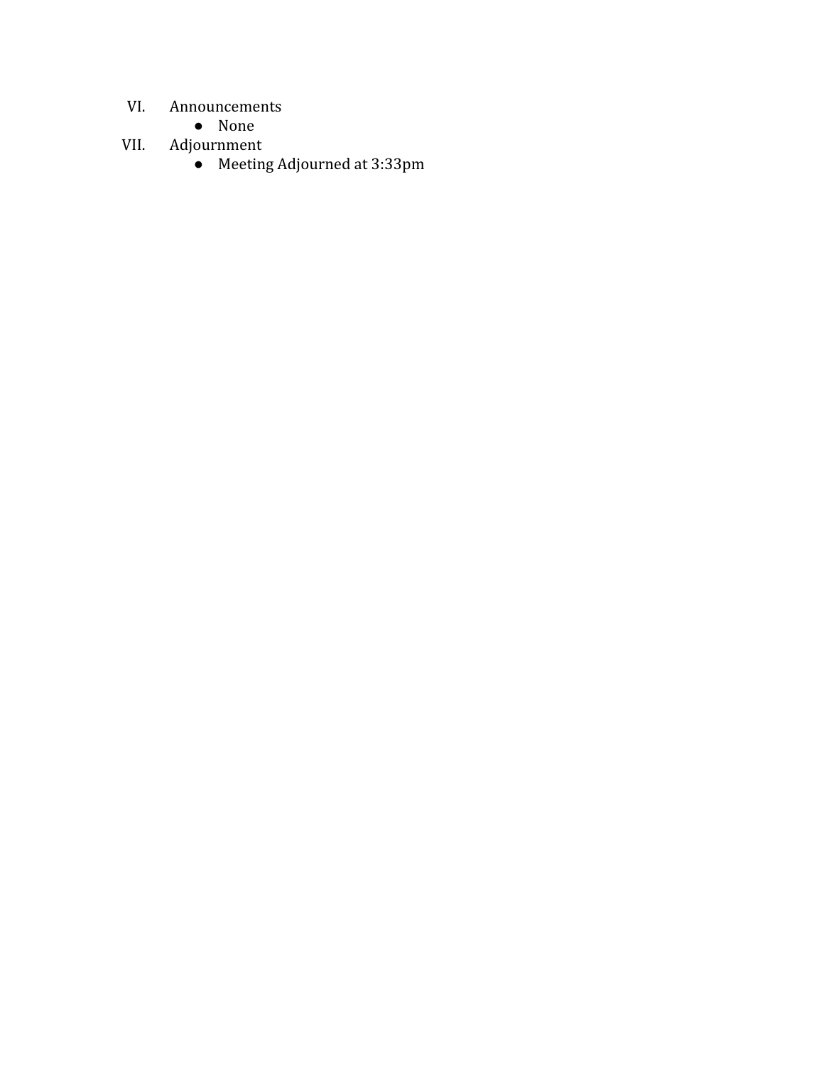VI. Announcements
   - None

VII. Adjournment
   - Meeting Adjourned at 3:33pm